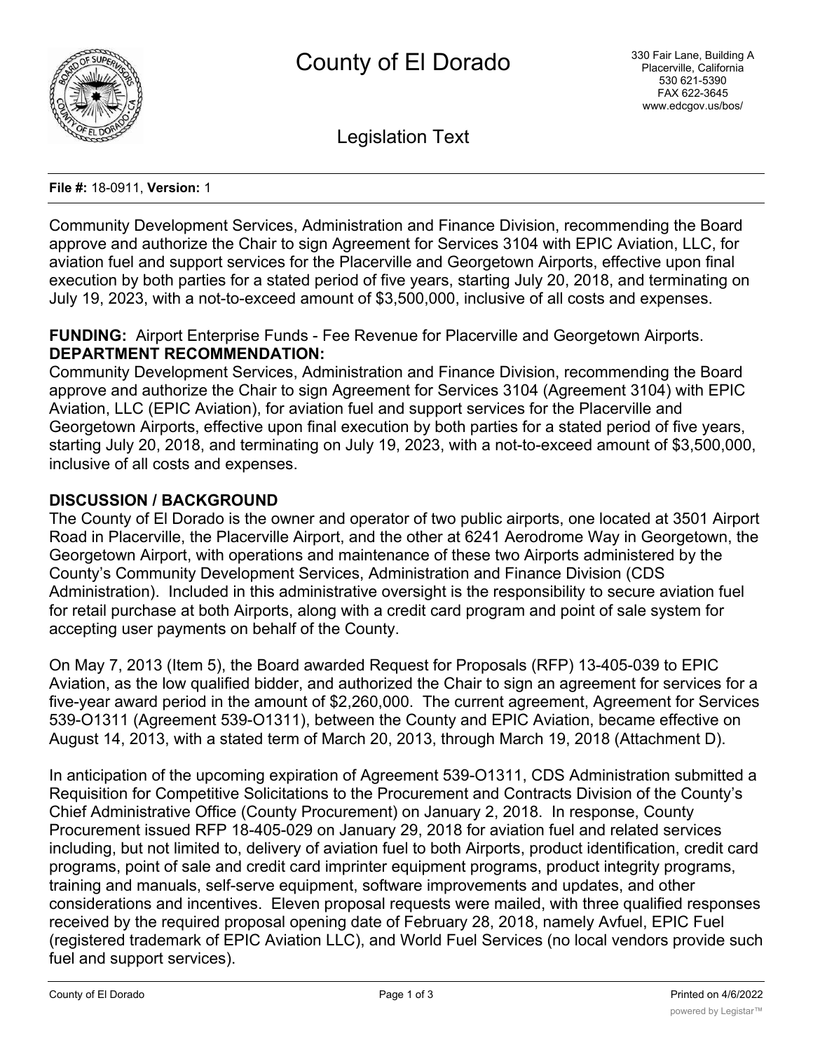# County of El Dorado

330 Fair Lane, Building A
Placerville, California
530 621-5390
FAX 622-3645
www.edcgov.us/bos/

## Legislation Text

**File #:** 18-0911, **Version:** 1

Community Development Services, Administration and Finance Division, recommending the Board approve and authorize the Chair to sign Agreement for Services 3104 with EPIC Aviation, LLC, for aviation fuel and support services for the Placerville and Georgetown Airports, effective upon final execution by both parties for a stated period of five years, starting July 20, 2018, and terminating on July 19, 2023, with a not-to-exceed amount of $3,500,000, inclusive of all costs and expenses.

**FUNDING:** Airport Enterprise Funds - Fee Revenue for Placerville and Georgetown Airports.

**DEPARTMENT RECOMMENDATION:**

Community Development Services, Administration and Finance Division, recommending the Board approve and authorize the Chair to sign Agreement for Services 3104 (Agreement 3104) with EPIC Aviation, LLC (EPIC Aviation), for aviation fuel and support services for the Placerville and Georgetown Airports, effective upon final execution by both parties for a stated period of five years, starting July 20, 2018, and terminating on July 19, 2023, with a not-to-exceed amount of $3,500,000, inclusive of all costs and expenses.

**DISCUSSION / BACKGROUND**

The County of El Dorado is the owner and operator of two public airports, one located at 3501 Airport Road in Placerville, the Placerville Airport, and the other at 6241 Aerodrome Way in Georgetown, the Georgetown Airport, with operations and maintenance of these two Airports administered by the County's Community Development Services, Administration and Finance Division (CDS Administration). Included in this administrative oversight is the responsibility to secure aviation fuel for retail purchase at both Airports, along with a credit card program and point of sale system for accepting user payments on behalf of the County.

On May 7, 2013 (Item 5), the Board awarded Request for Proposals (RFP) 13-405-039 to EPIC Aviation, as the low qualified bidder, and authorized the Chair to sign an agreement for services for a five-year award period in the amount of $2,260,000. The current agreement, Agreement for Services 539-O1311 (Agreement 539-O1311), between the County and EPIC Aviation, became effective on August 14, 2013, with a stated term of March 20, 2013, through March 19, 2018 (Attachment D).

In anticipation of the upcoming expiration of Agreement 539-O1311, CDS Administration submitted a Requisition for Competitive Solicitations to the Procurement and Contracts Division of the County's Chief Administrative Office (County Procurement) on January 2, 2018. In response, County Procurement issued RFP 18-405-029 on January 29, 2018 for aviation fuel and related services including, but not limited to, delivery of aviation fuel to both Airports, product identification, credit card programs, point of sale and credit card imprinter equipment programs, product integrity programs, training and manuals, self-serve equipment, software improvements and updates, and other considerations and incentives. Eleven proposal requests were mailed, with three qualified responses received by the required proposal opening date of February 28, 2018, namely Avfuel, EPIC Fuel (registered trademark of EPIC Aviation LLC), and World Fuel Services (no local vendors provide such fuel and support services).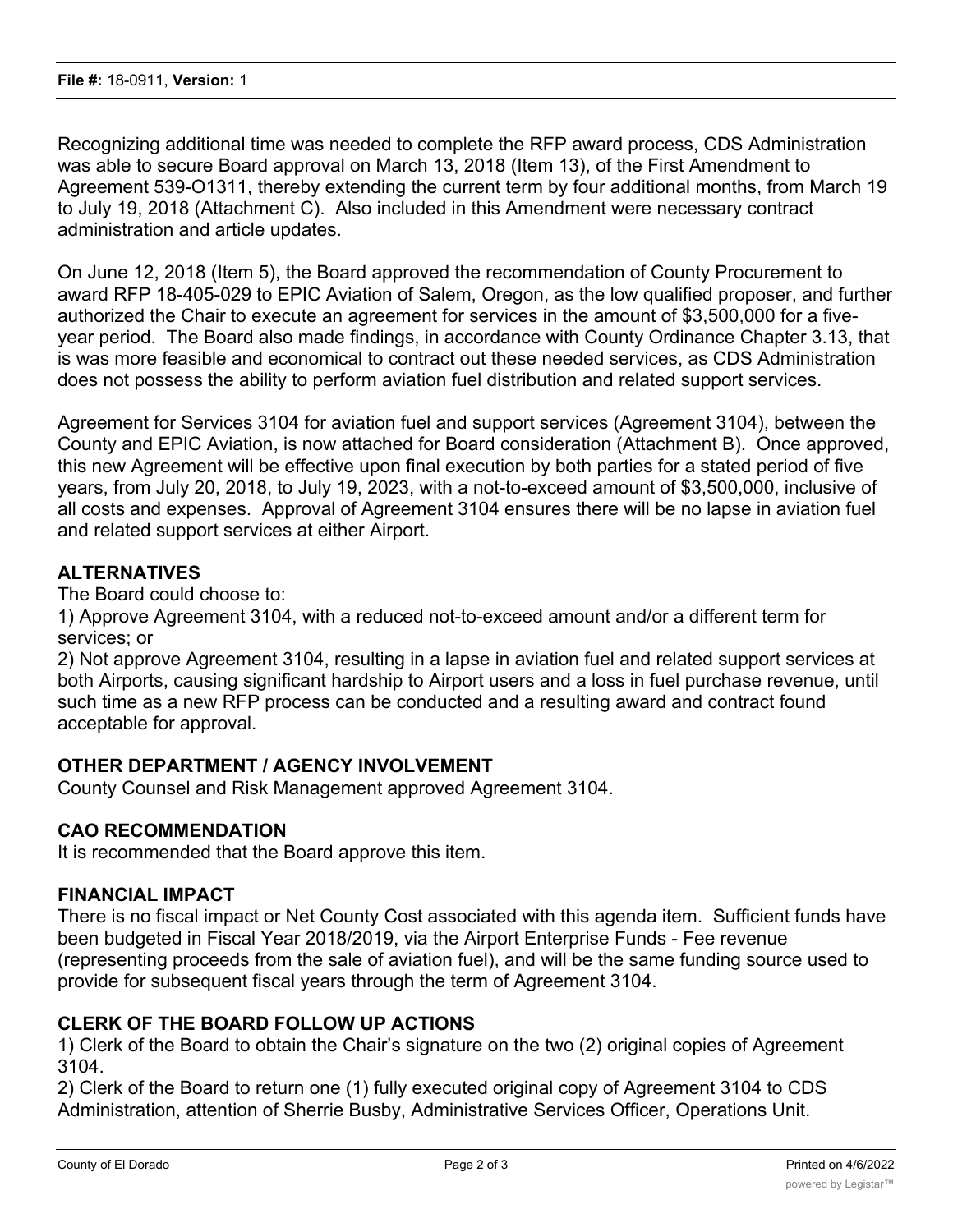Recognizing additional time was needed to complete the RFP award process, CDS Administration was able to secure Board approval on March 13, 2018 (Item 13), of the First Amendment to Agreement 539-O1311, thereby extending the current term by four additional months, from March 19 to July 19, 2018 (Attachment C). Also included in this Amendment were necessary contract administration and article updates.

On June 12, 2018 (Item 5), the Board approved the recommendation of County Procurement to award RFP 18-405-029 to EPIC Aviation of Salem, Oregon, as the low qualified proposer, and further authorized the Chair to execute an agreement for services in the amount of $3,500,000 for a five-year period. The Board also made findings, in accordance with County Ordinance Chapter 3.13, that is was more feasible and economical to contract out these needed services, as CDS Administration does not possess the ability to perform aviation fuel distribution and related support services.

Agreement for Services 3104 for aviation fuel and support services (Agreement 3104), between the County and EPIC Aviation, is now attached for Board consideration (Attachment B). Once approved, this new Agreement will be effective upon final execution by both parties for a stated period of five years, from July 20, 2018, to July 19, 2023, with a not-to-exceed amount of $3,500,000, inclusive of all costs and expenses. Approval of Agreement 3104 ensures there will be no lapse in aviation fuel and related support services at either Airport.

## ALTERNATIVES

The Board could choose to:

1) Approve Agreement 3104, with a reduced not-to-exceed amount and/or a different term for services; or

2) Not approve Agreement 3104, resulting in a lapse in aviation fuel and related support services at both Airports, causing significant hardship to Airport users and a loss in fuel purchase revenue, until such time as a new RFP process can be conducted and a resulting award and contract found acceptable for approval.

## OTHER DEPARTMENT / AGENCY INVOLVEMENT

County Counsel and Risk Management approved Agreement 3104.

## CAO RECOMMENDATION

It is recommended that the Board approve this item.

## FINANCIAL IMPACT

There is no fiscal impact or Net County Cost associated with this agenda item. Sufficient funds have been budgeted in Fiscal Year 2018/2019, via the Airport Enterprise Funds - Fee revenue (representing proceeds from the sale of aviation fuel), and will be the same funding source used to provide for subsequent fiscal years through the term of Agreement 3104.

## CLERK OF THE BOARD FOLLOW UP ACTIONS

1) Clerk of the Board to obtain the Chair's signature on the two (2) original copies of Agreement 3104.

2) Clerk of the Board to return one (1) fully executed original copy of Agreement 3104 to CDS Administration, attention of Sherrie Busby, Administrative Services Officer, Operations Unit.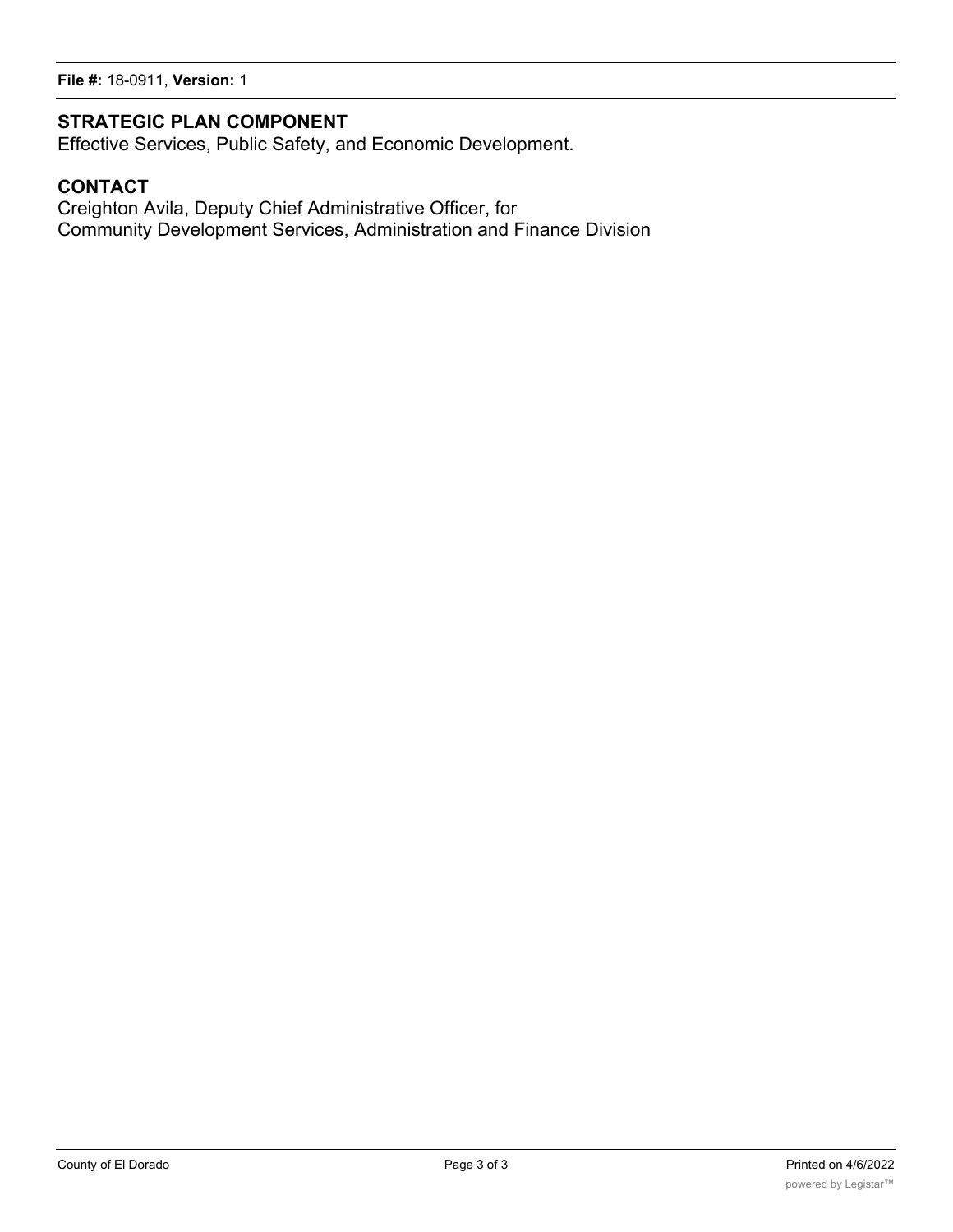**File #:** 18-0911, **Version:** 1

## STRATEGIC PLAN COMPONENT

Effective Services, Public Safety, and Economic Development.

## CONTACT

Creighton Avila, Deputy Chief Administrative Officer, for
Community Development Services, Administration and Finance Division